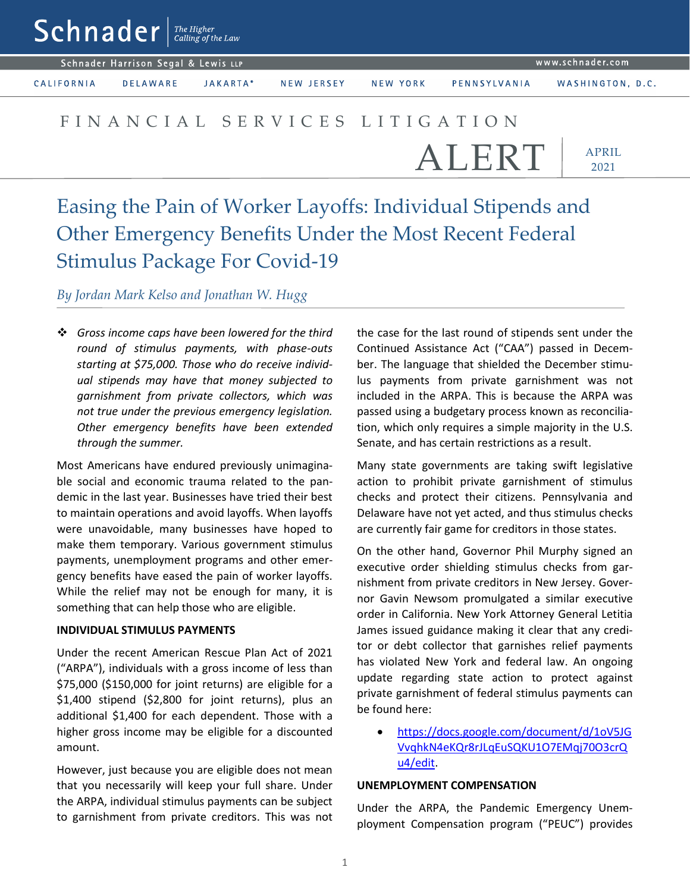Schnader | The Higher Calling of the Law

Schnader Harrison Segal & Lewis LLP | www.schnader.com

CALIFORNIA | DELAWARE | JAKARTA* | NEW JERSEY | NEW YORK | PENNSYLVANIA | WASHINGTON, D.C.

FINANCIAL SERVICES LITIGATION

# ALERT

APRIL 2021

# Easing the Pain of Worker Layoffs: Individual Stipends and Other Emergency Benefits Under the Most Recent Federal Stimulus Package For Covid-19

*By Jordan Mark Kelso and Jonathan W. Hugg*

- *Gross income caps have been lowered for the third round of stimulus payments, with phase-outs starting at $75,000. Those who do receive individual stipends may have that money subjected to garnishment from private collectors, which was not true under the previous emergency legislation. Other emergency benefits have been extended through the summer.*

Most Americans have endured previously unimaginable social and economic trauma related to the pandemic in the last year. Businesses have tried their best to maintain operations and avoid layoffs. When layoffs were unavoidable, many businesses have hoped to make them temporary. Various government stimulus payments, unemployment programs and other emergency benefits have eased the pain of worker layoffs. While the relief may not be enough for many, it is something that can help those who are eligible.

**INDIVIDUAL STIMULUS PAYMENTS**

Under the recent American Rescue Plan Act of 2021 ("ARPA"), individuals with a gross income of less than $75,000 ($150,000 for joint returns) are eligible for a $1,400 stipend ($2,800 for joint returns), plus an additional $1,400 for each dependent. Those with a higher gross income may be eligible for a discounted amount.

However, just because you are eligible does not mean that you necessarily will keep your full share. Under the ARPA, individual stimulus payments can be subject to garnishment from private creditors. This was not the case for the last round of stipends sent under the Continued Assistance Act ("CAA") passed in December. The language that shielded the December stimulus payments from private garnishment was not included in the ARPA. This is because the ARPA was passed using a budgetary process known as reconciliation, which only requires a simple majority in the U.S. Senate, and has certain restrictions as a result.

Many state governments are taking swift legislative action to prohibit private garnishment of stimulus checks and protect their citizens. Pennsylvania and Delaware have not yet acted, and thus stimulus checks are currently fair game for creditors in those states.

On the other hand, Governor Phil Murphy signed an executive order shielding stimulus checks from garnishment from private creditors in New Jersey. Governor Gavin Newsom promulgated a similar executive order in California. New York Attorney General Letitia James issued guidance making it clear that any creditor or debt collector that garnishes relief payments has violated New York and federal law. An ongoing update regarding state action to protect against private garnishment of federal stimulus payments can be found here:

- https://docs.google.com/document/d/1oV5JGVvqhkN4eKQr8rJLqEuSQKU1O7EMqj70O3crQu4/edit.

**UNEMPLOYMENT COMPENSATION**

Under the ARPA, the Pandemic Emergency Unemployment Compensation program ("PEUC") provides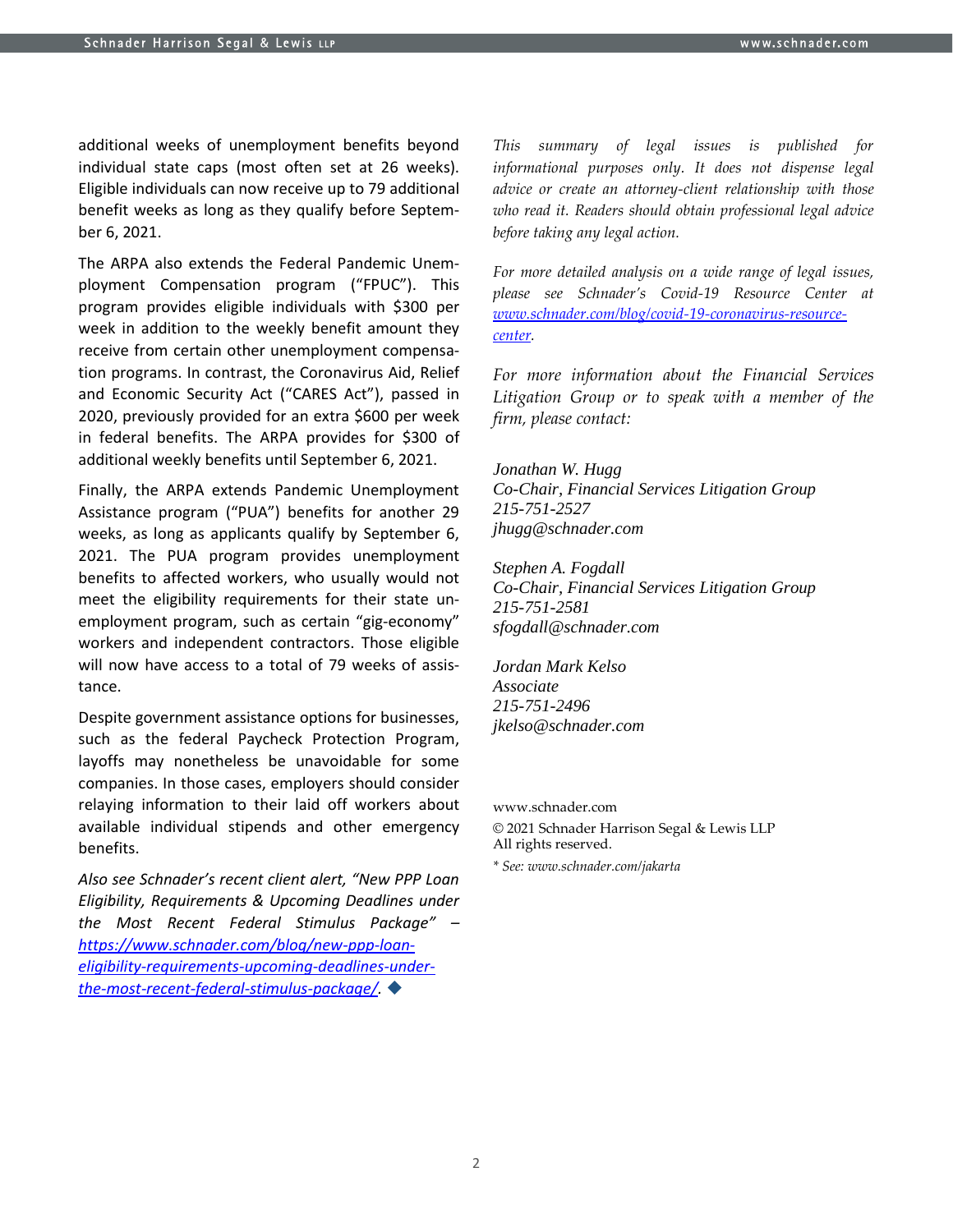additional weeks of unemployment benefits beyond individual state caps (most often set at 26 weeks). Eligible individuals can now receive up to 79 additional benefit weeks as long as they qualify before September 6, 2021.

The ARPA also extends the Federal Pandemic Unemployment Compensation program ("FPUC"). This program provides eligible individuals with $300 per week in addition to the weekly benefit amount they receive from certain other unemployment compensation programs. In contrast, the Coronavirus Aid, Relief and Economic Security Act ("CARES Act"), passed in 2020, previously provided for an extra $600 per week in federal benefits. The ARPA provides for $300 of additional weekly benefits until September 6, 2021.

Finally, the ARPA extends Pandemic Unemployment Assistance program ("PUA") benefits for another 29 weeks, as long as applicants qualify by September 6, 2021. The PUA program provides unemployment benefits to affected workers, who usually would not meet the eligibility requirements for their state unemployment program, such as certain "gig-economy" workers and independent contractors. Those eligible will now have access to a total of 79 weeks of assistance.

Despite government assistance options for businesses, such as the federal Paycheck Protection Program, layoffs may nonetheless be unavoidable for some companies. In those cases, employers should consider relaying information to their laid off workers about available individual stipends and other emergency benefits.

*Also see Schnader's recent client alert, "New PPP Loan Eligibility, Requirements & Upcoming Deadlines under the Most Recent Federal Stimulus Package" – [https://www.schnader.com/blog/new-ppp-loan-eligibility-requirements-upcoming-deadlines-under-the-most-recent-federal-stimulus-package/](https://www.schnader.com/blog/new-ppp-loan-eligibility-requirements-upcoming-deadlines-under-the-most-recent-federal-stimulus-package/).* ◆

*This summary of legal issues is published for informational purposes only. It does not dispense legal advice or create an attorney-client relationship with those who read it. Readers should obtain professional legal advice before taking any legal action.*

*For more detailed analysis on a wide range of legal issues, please see Schnader's Covid-19 Resource Center at [www.schnader.com/blog/covid-19-coronavirus-resource-center](www.schnader.com/blog/covid-19-coronavirus-resource-center).*

*For more information about the Financial Services Litigation Group or to speak with a member of the firm, please contact:*

*Jonathan W. Hugg*
*Co-Chair, Financial Services Litigation Group*
*215-751-2527*
*jhugg@schnader.com*

*Stephen A. Fogdall*
*Co-Chair, Financial Services Litigation Group*
*215-751-2581*
*sfogdall@schnader.com*

*Jordan Mark Kelso*
*Associate*
*215-751-2496*
*jkelso@schnader.com*

www.schnader.com

© 2021 Schnader Harrison Segal & Lewis LLP
All rights reserved.

* *See: www.schnader.com/jakarta*